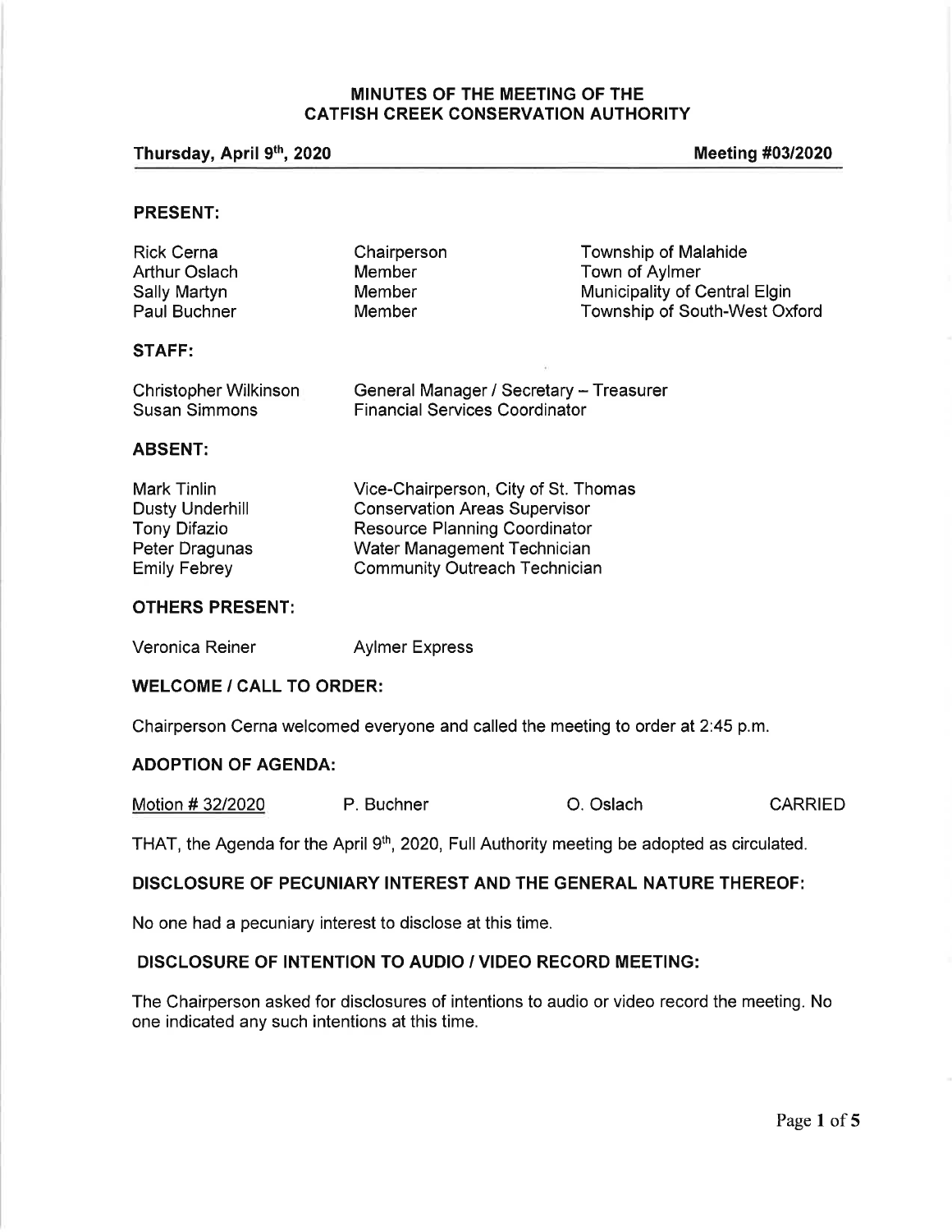# MINUTES OF THE MEETING OF THE CATFISH CREEK CONSERVATION AUTHORITY

**Thursday, April 9th, 2020** **Meeting #03/2020**

## PRESENT:

| | | |
|---|---|---|
| Rick Cerna | Chairperson | Township of Malahide |
| Arthur Oslach | Member | Town of Aylmer |
| Sally Martyn | Member | Municipality of Central Elgin |
| Paul Buchner | Member | Township of South-West Oxford |

## STAFF:

| | |
|---|---|
| Christopher Wilkinson | General Manager / Secretary – Treasurer |
| Susan Simmons | Financial Services Coordinator |

## ABSENT:

| | |
|---|---|
| Mark Tinlin | Vice-Chairperson, City of St. Thomas |
| Dusty Underhill | Conservation Areas Supervisor |
| Tony Difazio | Resource Planning Coordinator |
| Peter Dragunas | Water Management Technician |
| Emily Febrey | Community Outreach Technician |

## OTHERS PRESENT:

| | |
|---|---|
| Veronica Reiner | Aylmer Express |

## WELCOME / CALL TO ORDER:

Chairperson Cerna welcomed everyone and called the meeting to order at 2:45 p.m.

## ADOPTION OF AGENDA:

| Motion # 32/2020 | P. Buchner | O. Oslach | CARRIED |
|---|---|---|---|

THAT, the Agenda for the April 9th, 2020, Full Authority meeting be adopted as circulated.

## DISCLOSURE OF PECUNIARY INTEREST AND THE GENERAL NATURE THEREOF:

No one had a pecuniary interest to disclose at this time.

## DISCLOSURE OF INTENTION TO AUDIO / VIDEO RECORD MEETING:

The Chairperson asked for disclosures of intentions to audio or video record the meeting. No one indicated any such intentions at this time.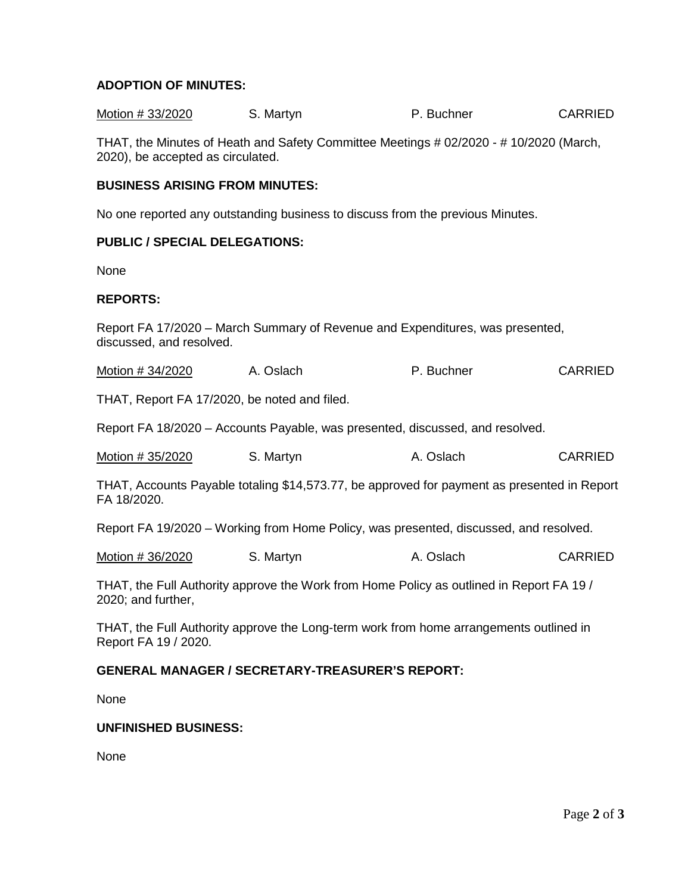## ADOPTION OF MINUTES:

Motion # 33/2020 S. Martyn P. Buchner CARRIED

THAT, the Minutes of Heath and Safety Committee Meetings # 02/2020 - # 10/2020 (March, 2020), be accepted as circulated.

## BUSINESS ARISING FROM MINUTES:

No one reported any outstanding business to discuss from the previous Minutes.

## PUBLIC / SPECIAL DELEGATIONS:

None

## REPORTS:

Report FA 17/2020 – March Summary of Revenue and Expenditures, was presented, discussed, and resolved.

Motion # 34/2020 A. Oslach P. Buchner CARRIED

THAT, Report FA 17/2020, be noted and filed.

Report FA 18/2020 – Accounts Payable, was presented, discussed, and resolved.

Motion # 35/2020 S. Martyn A. Oslach CARRIED

THAT, Accounts Payable totaling $14,573.77, be approved for payment as presented in Report FA 18/2020.

Report FA 19/2020 – Working from Home Policy, was presented, discussed, and resolved.

Motion # 36/2020 S. Martyn A. Oslach CARRIED

THAT, the Full Authority approve the Work from Home Policy as outlined in Report FA 19 / 2020; and further,

THAT, the Full Authority approve the Long-term work from home arrangements outlined in Report FA 19 / 2020.

## GENERAL MANAGER / SECRETARY-TREASURER'S REPORT:

None

## UNFINISHED BUSINESS:

None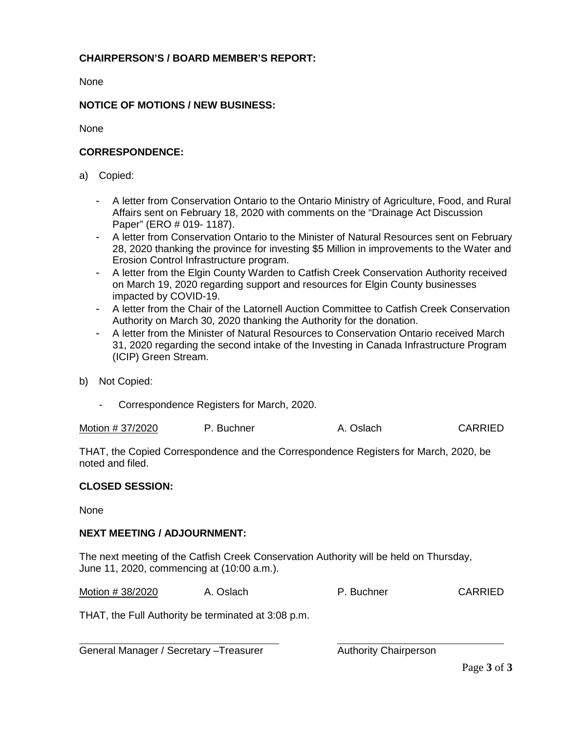**CHAIRPERSON'S / BOARD MEMBER'S REPORT:**

None

**NOTICE OF MOTIONS / NEW BUSINESS:**

None

**CORRESPONDENCE:**

a) Copied:

- A letter from Conservation Ontario to the Ontario Ministry of Agriculture, Food, and Rural Affairs sent on February 18, 2020 with comments on the "Drainage Act Discussion Paper" (ERO # 019- 1187).
- A letter from Conservation Ontario to the Minister of Natural Resources sent on February 28, 2020 thanking the province for investing $5 Million in improvements to the Water and Erosion Control Infrastructure program.
- A letter from the Elgin County Warden to Catfish Creek Conservation Authority received on March 19, 2020 regarding support and resources for Elgin County businesses impacted by COVID-19.
- A letter from the Chair of the Latornell Auction Committee to Catfish Creek Conservation Authority on March 30, 2020 thanking the Authority for the donation.
- A letter from the Minister of Natural Resources to Conservation Ontario received March 31, 2020 regarding the second intake of the Investing in Canada Infrastructure Program (ICIP) Green Stream.

b) Not Copied:

- Correspondence Registers for March, 2020.

Motion # 37/2020 P. Buchner A. Oslach CARRIED

THAT, the Copied Correspondence and the Correspondence Registers for March, 2020, be noted and filed.

**CLOSED SESSION:**

None

**NEXT MEETING / ADJOURNMENT:**

The next meeting of the Catfish Creek Conservation Authority will be held on Thursday, June 11, 2020, commencing at (10:00 a.m.).

Motion # 38/2020 A. Oslach P. Buchner CARRIED

THAT, the Full Authority be terminated at 3:08 p.m.

General Manager / Secretary –Treasurer

Authority Chairperson